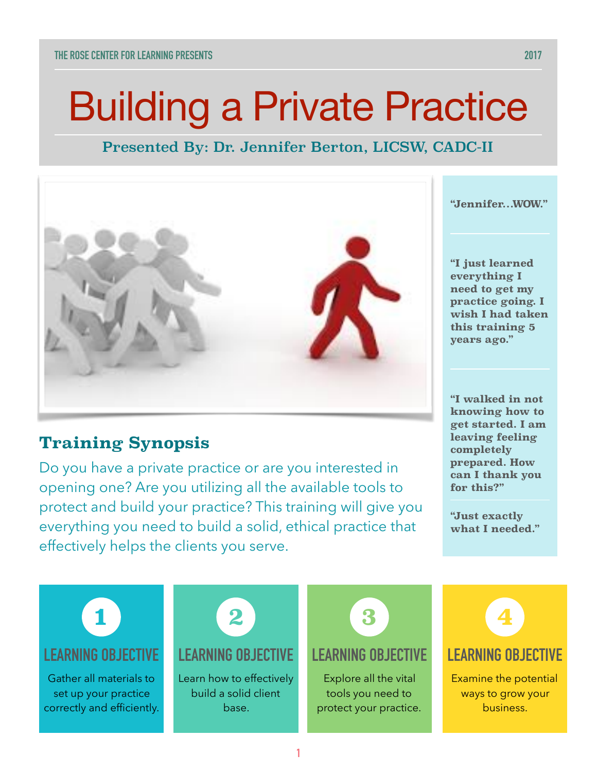THE ROSE CENTER FOR LEARNING PRESENTS 2017

# Building a Private Practice

## Presented By: Dr. Jennifer Berton, LICSW, CADC-II

## Training Synopsis

Do you have a private practice or are you interested in opening one? Are you utilizing all the available tools to protect and build your practice? This training will give you everything you need to build a solid, ethical practice that effectively helps the clients you serve.

**"Jennifer…WOW."**

**"I just learned everything I need to get my practice going. I wish I had taken this training 5 years ago."**

**"I walked in not knowing how to get started. I am leaving feeling completely prepared. How can I thank you for this?"**

**"Just exactly what I needed."**

### 1 LEARNING OBJECTIVE

Gather all materials to set up your practice correctly and efficiently.

### 2 LEARNING OBJECTIVE

Learn how to effectively build a solid client base.

### 3 LEARNING OBJECTIVE

Explore all the vital tools you need to protect your practice.

### 4 LEARNING OBJECTIVE

Examine the potential ways to grow your business.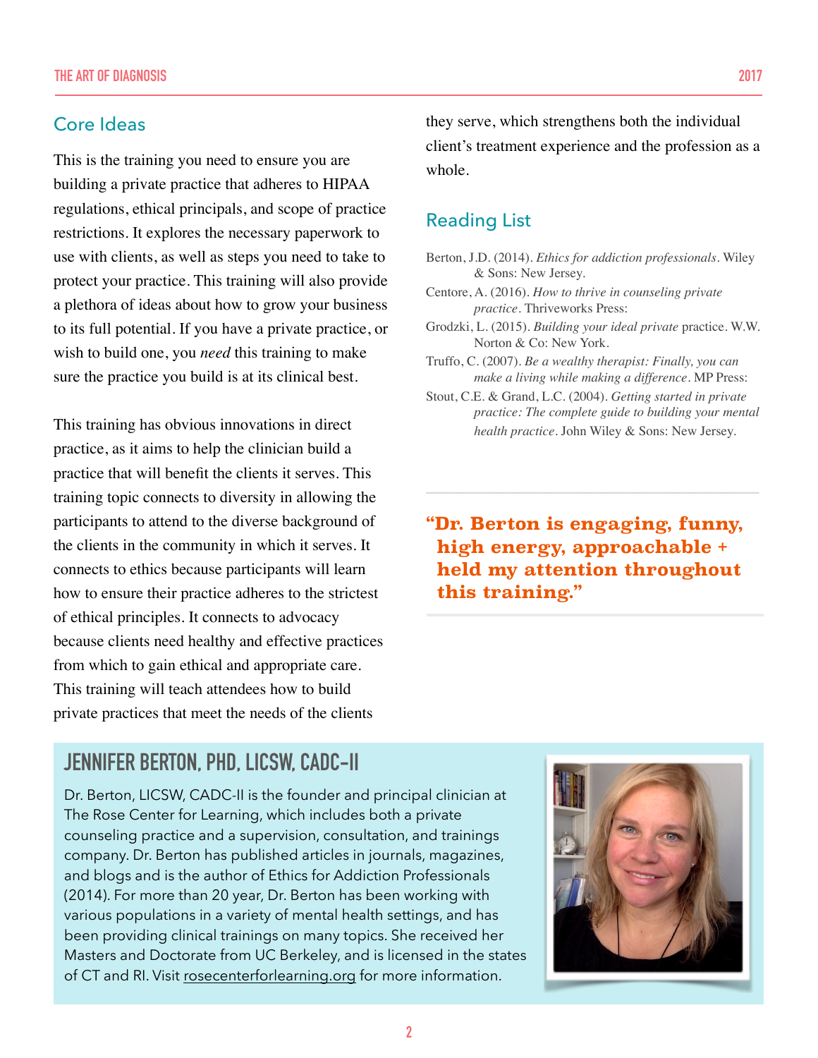## Core Ideas

This is the training you need to ensure you are building a private practice that adheres to HIPAA regulations, ethical principals, and scope of practice restrictions. It explores the necessary paperwork to use with clients, as well as steps you need to take to protect your practice. This training will also provide a plethora of ideas about how to grow your business to its full potential. If you have a private practice, or wish to build one, you *need* this training to make sure the practice you build is at its clinical best.

This training has obvious innovations in direct practice, as it aims to help the clinician build a practice that will benefit the clients it serves. This training topic connects to diversity in allowing the participants to attend to the diverse background of the clients in the community in which it serves. It connects to ethics because participants will learn how to ensure their practice adheres to the strictest of ethical principles. It connects to advocacy because clients need healthy and effective practices from which to gain ethical and appropriate care. This training will teach attendees how to build private practices that meet the needs of the clients they serve, which strengthens both the individual client's treatment experience and the profession as a whole.

## Reading List

Berton, J.D. (2014). *Ethics for addiction professionals*. Wiley & Sons: New Jersey.

Centore, A. (2016). *How to thrive in counseling private practice*. Thriveworks Press:

Grodzki, L. (2015). *Building your ideal private* practice. W.W. Norton & Co: New York.

Truffo, C. (2007). *Be a wealthy therapist: Finally, you can make a living while making a difference*. MP Press:

Stout, C.E. & Grand, L.C. (2004). *Getting started in private practice: The complete guide to building your mental health practice*. John Wiley & Sons: New Jersey.

> **"Dr. Berton is engaging, funny, high energy, approachable + held my attention throughout this training."**

## JENNIFER BERTON, PHD, LICSW, CADC-II

Dr. Berton, LICSW, CADC-II is the founder and principal clinician at The Rose Center for Learning, which includes both a private counseling practice and a supervision, consultation, and trainings company. Dr. Berton has published articles in journals, magazines, and blogs and is the author of Ethics for Addiction Professionals (2014). For more than 20 year, Dr. Berton has been working with various populations in a variety of mental health settings, and has been providing clinical trainings on many topics. She received her Masters and Doctorate from UC Berkeley, and is licensed in the states of CT and RI. Visit rosecenterforlearning.org for more information.